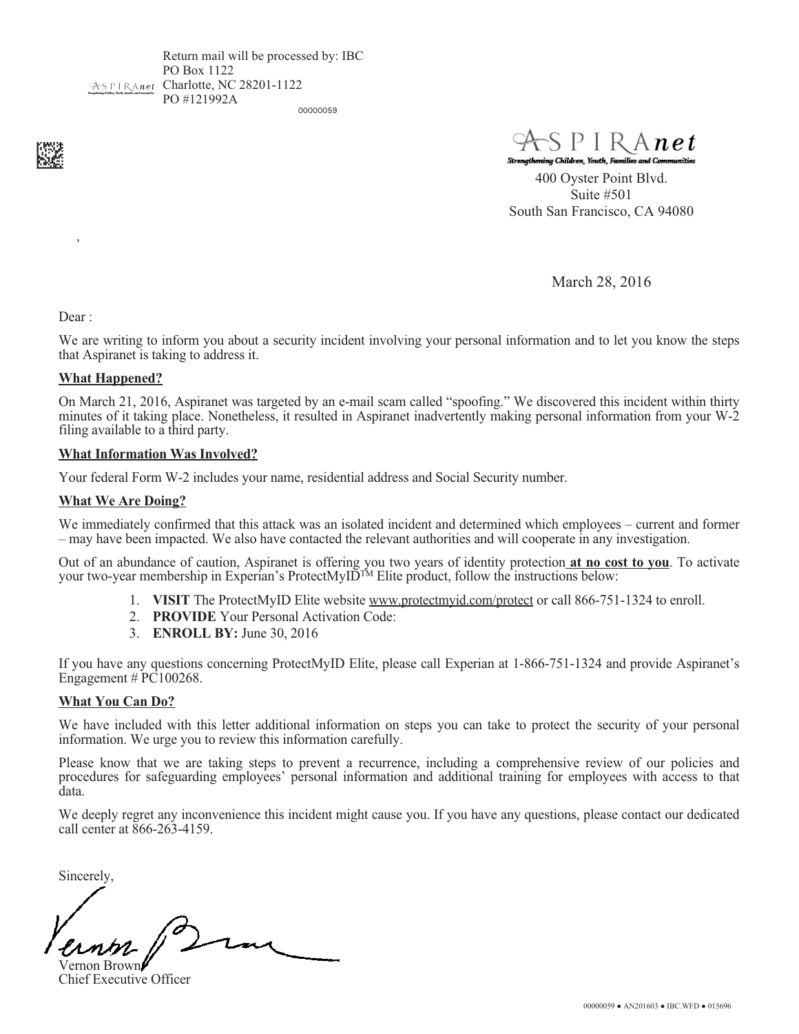Return mail will be processed by: IBC
PO Box 1122
Charlotte, NC 28201-1122
PO #121992A

00000059

ASPIRAnet
Strengthening Children, Youth, Families and Communities
400 Oyster Point Blvd.
Suite #501
South San Francisco, CA 94080

,

March 28, 2016

Dear :

We are writing to inform you about a security incident involving your personal information and to let you know the steps that Aspiranet is taking to address it.

**What Happened?**

On March 21, 2016, Aspiranet was targeted by an e-mail scam called "spoofing." We discovered this incident within thirty minutes of it taking place. Nonetheless, it resulted in Aspiranet inadvertently making personal information from your W-2 filing available to a third party.

**What Information Was Involved?**

Your federal Form W-2 includes your name, residential address and Social Security number.

**What We Are Doing?**

We immediately confirmed that this attack was an isolated incident and determined which employees – current and former – may have been impacted. We also have contacted the relevant authorities and will cooperate in any investigation.

Out of an abundance of caution, Aspiranet is offering you two years of identity protection **at no cost to you**. To activate your two-year membership in Experian's ProtectMyID™ Elite product, follow the instructions below:

1. **VISIT** The ProtectMyID Elite website www.protectmyid.com/protect or call 866-751-1324 to enroll.
2. **PROVIDE** Your Personal Activation Code:
3. **ENROLL BY:** June 30, 2016

If you have any questions concerning ProtectMyID Elite, please call Experian at 1-866-751-1324 and provide Aspiranet's Engagement # PC100268.

**What You Can Do?**

We have included with this letter additional information on steps you can take to protect the security of your personal information. We urge you to review this information carefully.

Please know that we are taking steps to prevent a recurrence, including a comprehensive review of our policies and procedures for safeguarding employees' personal information and additional training for employees with access to that data.

We deeply regret any inconvenience this incident might cause you. If you have any questions, please contact our dedicated call center at 866-263-4159.

Sincerely,

Vernon Brown
Chief Executive Officer

00000059 ● AN201603 ● IBC.WFD ● 015696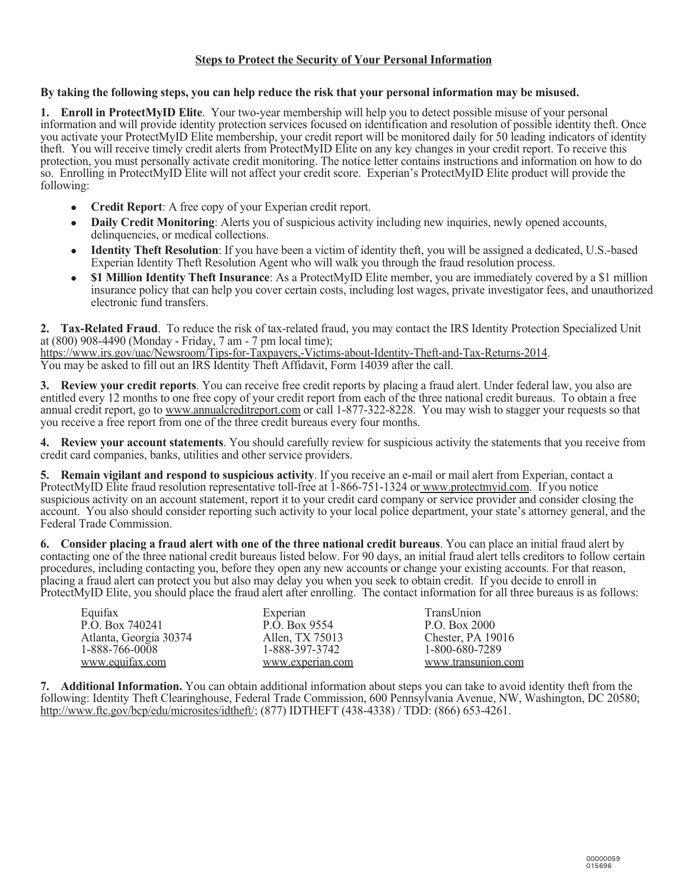## Steps to Protect the Security of Your Personal Information

**By taking the following steps, you can help reduce the risk that your personal information may be misused.**

**1. Enroll in ProtectMyID Elite**. Your two-year membership will help you to detect possible misuse of your personal information and will provide identity protection services focused on identification and resolution of possible identity theft. Once you activate your ProtectMyID Elite membership, your credit report will be monitored daily for 50 leading indicators of identity theft. You will receive timely credit alerts from ProtectMyID Elite on any key changes in your credit report. To receive this protection, you must personally activate credit monitoring. The notice letter contains instructions and information on how to do so. Enrolling in ProtectMyID Elite will not affect your credit score. Experian's ProtectMyID Elite product will provide the following:

- **Credit Report**: A free copy of your Experian credit report.
- **Daily Credit Monitoring**: Alerts you of suspicious activity including new inquiries, newly opened accounts, delinquencies, or medical collections.
- **Identity Theft Resolution**: If you have been a victim of identity theft, you will be assigned a dedicated, U.S.-based Experian Identity Theft Resolution Agent who will walk you through the fraud resolution process.
- **$1 Million Identity Theft Insurance**: As a ProtectMyID Elite member, you are immediately covered by a $1 million insurance policy that can help you cover certain costs, including lost wages, private investigator fees, and unauthorized electronic fund transfers.

**2. Tax-Related Fraud**. To reduce the risk of tax-related fraud, you may contact the IRS Identity Protection Specialized Unit at (800) 908-4490 (Monday - Friday, 7 am - 7 pm local time); https://www.irs.gov/uac/Newsroom/Tips-for-Taxpayers,-Victims-about-Identity-Theft-and-Tax-Returns-2014. You may be asked to fill out an IRS Identity Theft Affidavit, Form 14039 after the call.

**3. Review your credit reports**. You can receive free credit reports by placing a fraud alert. Under federal law, you also are entitled every 12 months to one free copy of your credit report from each of the three national credit bureaus. To obtain a free annual credit report, go to www.annualcreditreport.com or call 1-877-322-8228. You may wish to stagger your requests so that you receive a free report from one of the three credit bureaus every four months.

**4. Review your account statements**. You should carefully review for suspicious activity the statements that you receive from credit card companies, banks, utilities and other service providers.

**5. Remain vigilant and respond to suspicious activity**. If you receive an e-mail or mail alert from Experian, contact a ProtectMyID Elite fraud resolution representative toll-free at 1-866-751-1324 or www.protectmyid.com. If you notice suspicious activity on an account statement, report it to your credit card company or service provider and consider closing the account. You also should consider reporting such activity to your local police department, your state's attorney general, and the Federal Trade Commission.

**6. Consider placing a fraud alert with one of the three national credit bureaus**. You can place an initial fraud alert by contacting one of the three national credit bureaus listed below. For 90 days, an initial fraud alert tells creditors to follow certain procedures, including contacting you, before they open any new accounts or change your existing accounts. For that reason, placing a fraud alert can protect you but also may delay you when you seek to obtain credit. If you decide to enroll in ProtectMyID Elite, you should place the fraud alert after enrolling. The contact information for all three bureaus is as follows:

| | | |
|---|---|---|
| Equifax | Experian | TransUnion |
| P.O. Box 740241 | P.O. Box 9554 | P.O. Box 2000 |
| Atlanta, Georgia 30374 | Allen, TX 75013 | Chester, PA 19016 |
| 1-888-766-0008 | 1-888-397-3742 | 1-800-680-7289 |
| www.equifax.com | www.experian.com | www.transunion.com |

**7. Additional Information.** You can obtain additional information about steps you can take to avoid identity theft from the following: Identity Theft Clearinghouse, Federal Trade Commission, 600 Pennsylvania Avenue, NW, Washington, DC 20580; http://www.ftc.gov/bcp/edu/microsites/idtheft/; (877) IDTHEFT (438-4338) / TDD: (866) 653-4261.

00000059
015696